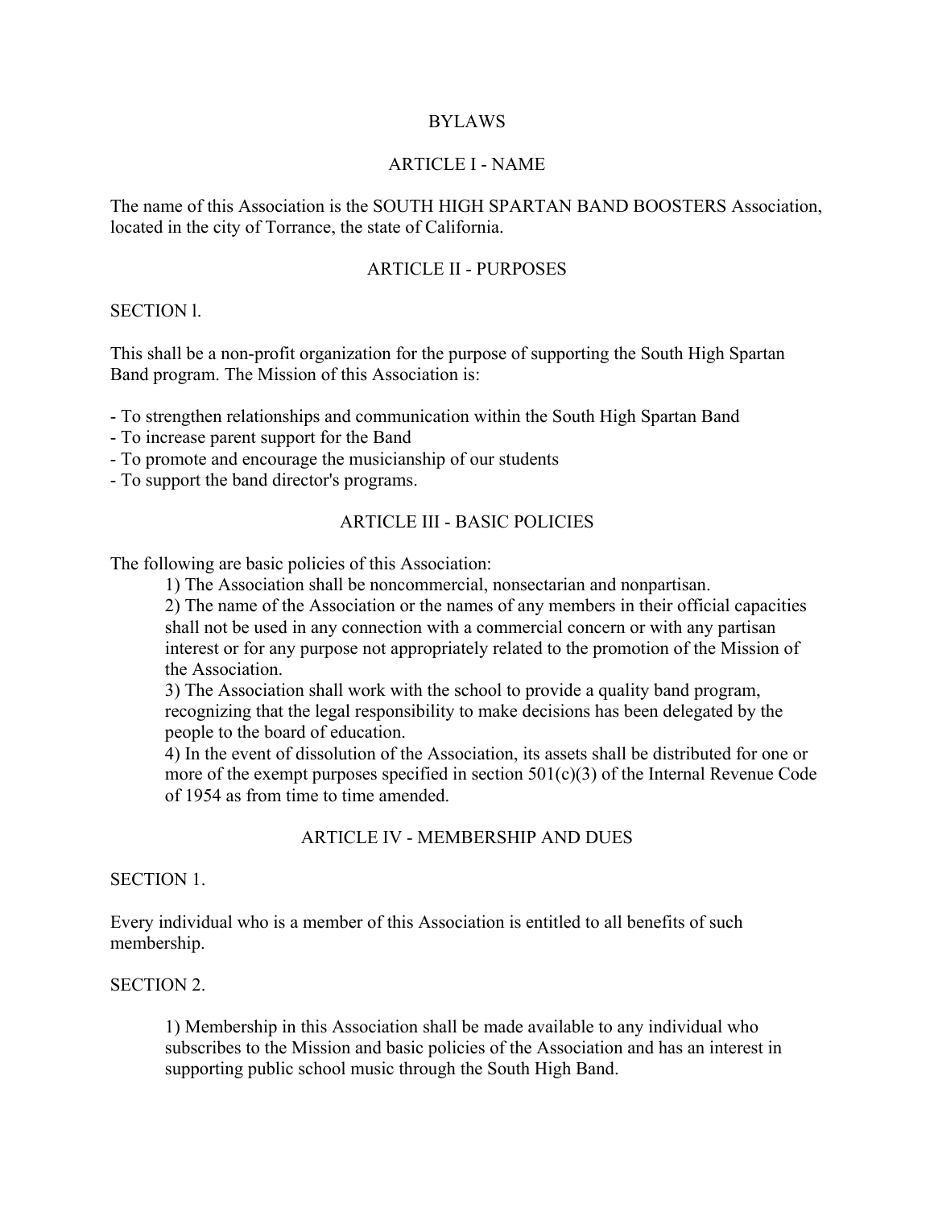# BYLAWS

## ARTICLE I - NAME

The name of this Association is the SOUTH HIGH SPARTAN BAND BOOSTERS Association, located in the city of Torrance, the state of California.

## ARTICLE II - PURPOSES

SECTION l.

This shall be a non-profit organization for the purpose of supporting the South High Spartan Band program. The Mission of this Association is:

- To strengthen relationships and communication within the South High Spartan Band
- To increase parent support for the Band
- To promote and encourage the musicianship of our students
- To support the band director's programs.

## ARTICLE III - BASIC POLICIES

The following are basic policies of this Association:

1) The Association shall be noncommercial, nonsectarian and nonpartisan.
2) The name of the Association or the names of any members in their official capacities shall not be used in any connection with a commercial concern or with any partisan interest or for any purpose not appropriately related to the promotion of the Mission of the Association.
3) The Association shall work with the school to provide a quality band program, recognizing that the legal responsibility to make decisions has been delegated by the people to the board of education.
4) In the event of dissolution of the Association, its assets shall be distributed for one or more of the exempt purposes specified in section 501(c)(3) of the Internal Revenue Code of 1954 as from time to time amended.

## ARTICLE IV - MEMBERSHIP AND DUES

SECTION 1.

Every individual who is a member of this Association is entitled to all benefits of such membership.

SECTION 2.

1) Membership in this Association shall be made available to any individual who subscribes to the Mission and basic policies of the Association and has an interest in supporting public school music through the South High Band.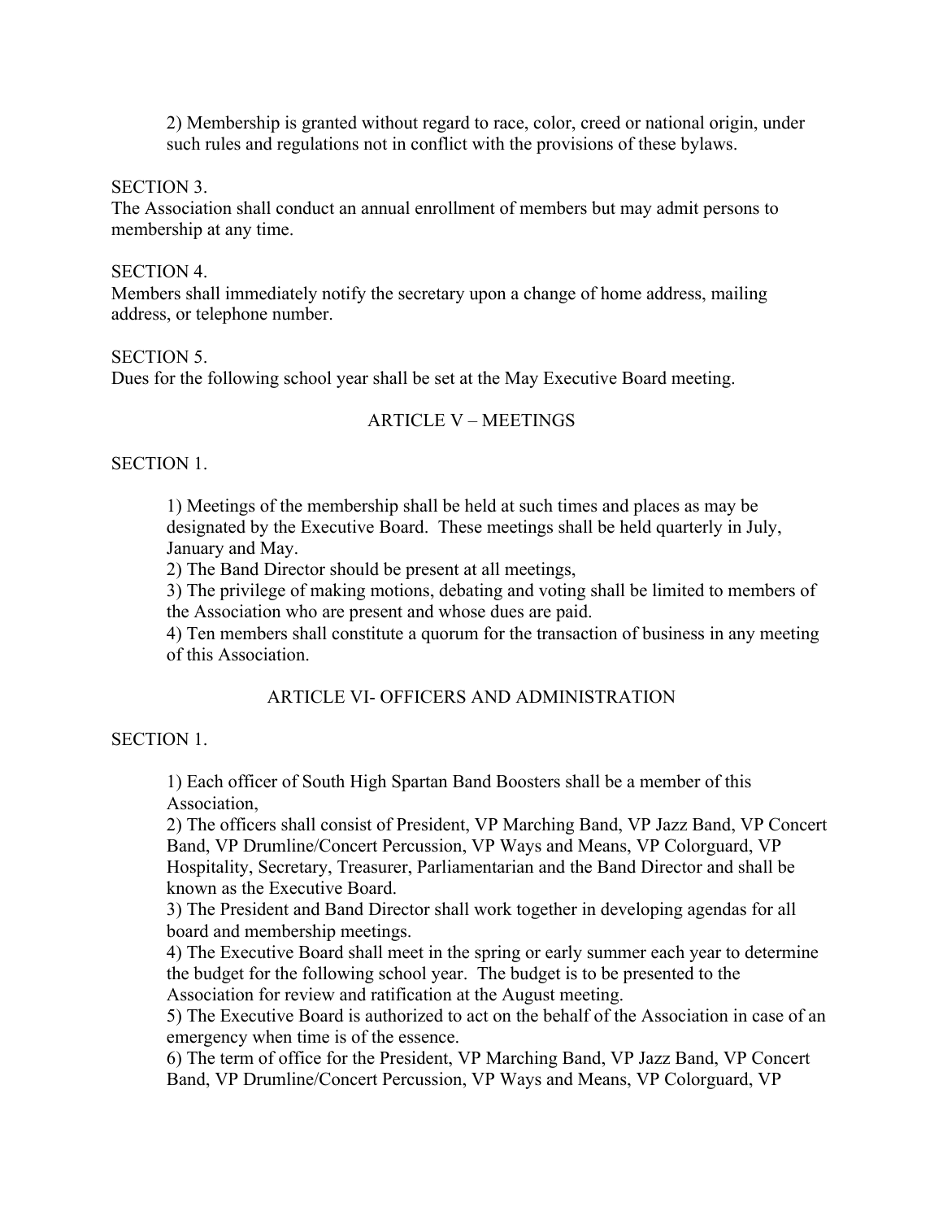2) Membership is granted without regard to race, color, creed or national origin, under such rules and regulations not in conflict with the provisions of these bylaws.

SECTION 3.

The Association shall conduct an annual enrollment of members but may admit persons to membership at any time.

SECTION 4.

Members shall immediately notify the secretary upon a change of home address, mailing address, or telephone number.

SECTION 5.

Dues for the following school year shall be set at the May Executive Board meeting.

## ARTICLE V – MEETINGS

SECTION 1.

1) Meetings of the membership shall be held at such times and places as may be designated by the Executive Board. These meetings shall be held quarterly in July, January and May.

2) The Band Director should be present at all meetings,

3) The privilege of making motions, debating and voting shall be limited to members of the Association who are present and whose dues are paid.

4) Ten members shall constitute a quorum for the transaction of business in any meeting of this Association.

## ARTICLE VI- OFFICERS AND ADMINISTRATION

SECTION 1.

1) Each officer of South High Spartan Band Boosters shall be a member of this Association,

2) The officers shall consist of President, VP Marching Band, VP Jazz Band, VP Concert Band, VP Drumline/Concert Percussion, VP Ways and Means, VP Colorguard, VP Hospitality, Secretary, Treasurer, Parliamentarian and the Band Director and shall be known as the Executive Board.

3) The President and Band Director shall work together in developing agendas for all board and membership meetings.

4) The Executive Board shall meet in the spring or early summer each year to determine the budget for the following school year. The budget is to be presented to the Association for review and ratification at the August meeting.

5) The Executive Board is authorized to act on the behalf of the Association in case of an emergency when time is of the essence.

6) The term of office for the President, VP Marching Band, VP Jazz Band, VP Concert Band, VP Drumline/Concert Percussion, VP Ways and Means, VP Colorguard, VP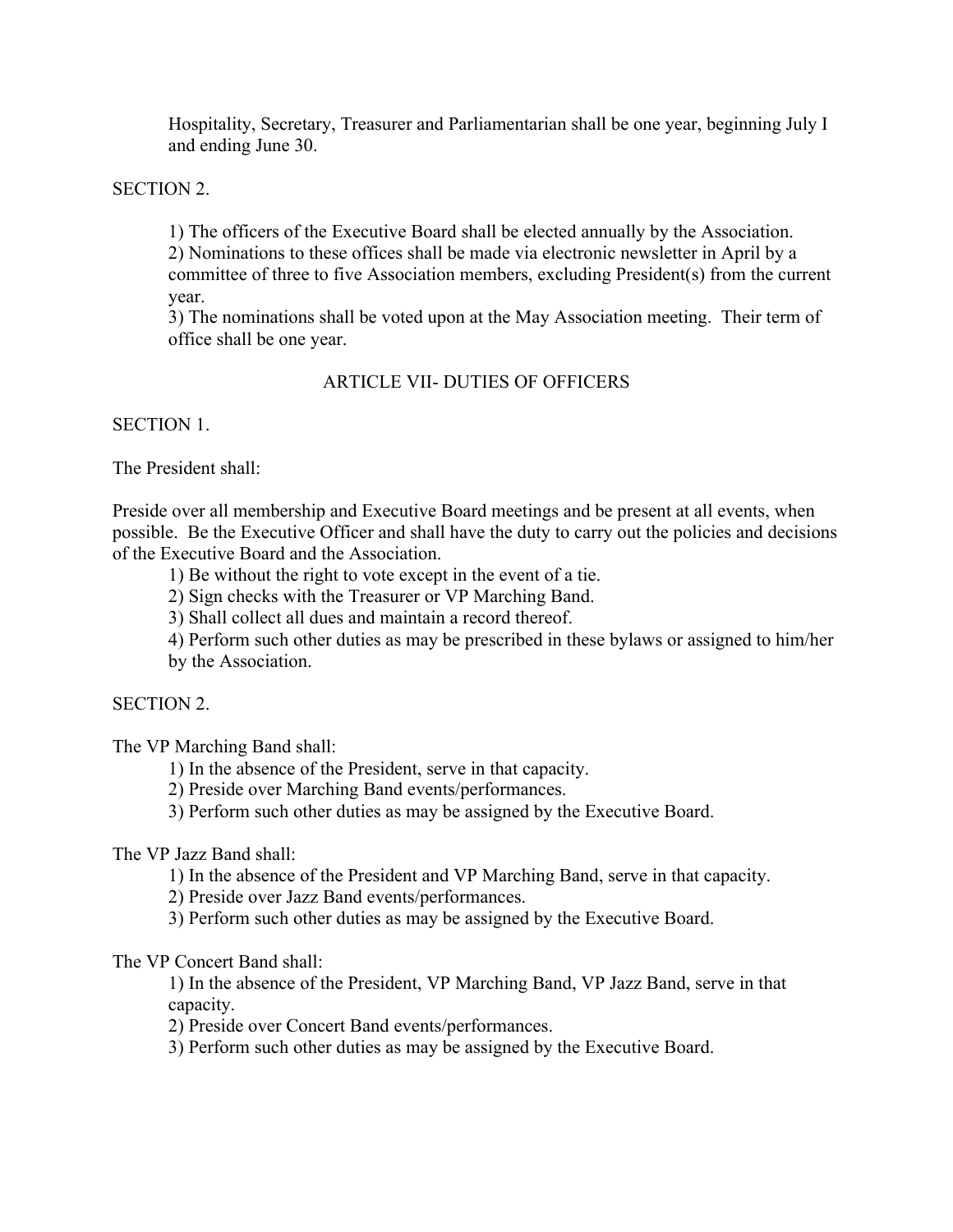Hospitality, Secretary, Treasurer and Parliamentarian shall be one year, beginning July I and ending June 30.

SECTION 2.

1) The officers of the Executive Board shall be elected annually by the Association.
2) Nominations to these offices shall be made via electronic newsletter in April by a committee of three to five Association members, excluding President(s) from the current year.
3) The nominations shall be voted upon at the May Association meeting. Their term of office shall be one year.

## ARTICLE VII- DUTIES OF OFFICERS

SECTION 1.

The President shall:

Preside over all membership and Executive Board meetings and be present at all events, when possible. Be the Executive Officer and shall have the duty to carry out the policies and decisions of the Executive Board and the Association.

1) Be without the right to vote except in the event of a tie.
2) Sign checks with the Treasurer or VP Marching Band.
3) Shall collect all dues and maintain a record thereof.
4) Perform such other duties as may be prescribed in these bylaws or assigned to him/her by the Association.

SECTION 2.

The VP Marching Band shall:

1) In the absence of the President, serve in that capacity.
2) Preside over Marching Band events/performances.
3) Perform such other duties as may be assigned by the Executive Board.

The VP Jazz Band shall:

1) In the absence of the President and VP Marching Band, serve in that capacity.
2) Preside over Jazz Band events/performances.
3) Perform such other duties as may be assigned by the Executive Board.

The VP Concert Band shall:

1) In the absence of the President, VP Marching Band, VP Jazz Band, serve in that capacity.
2) Preside over Concert Band events/performances.
3) Perform such other duties as may be assigned by the Executive Board.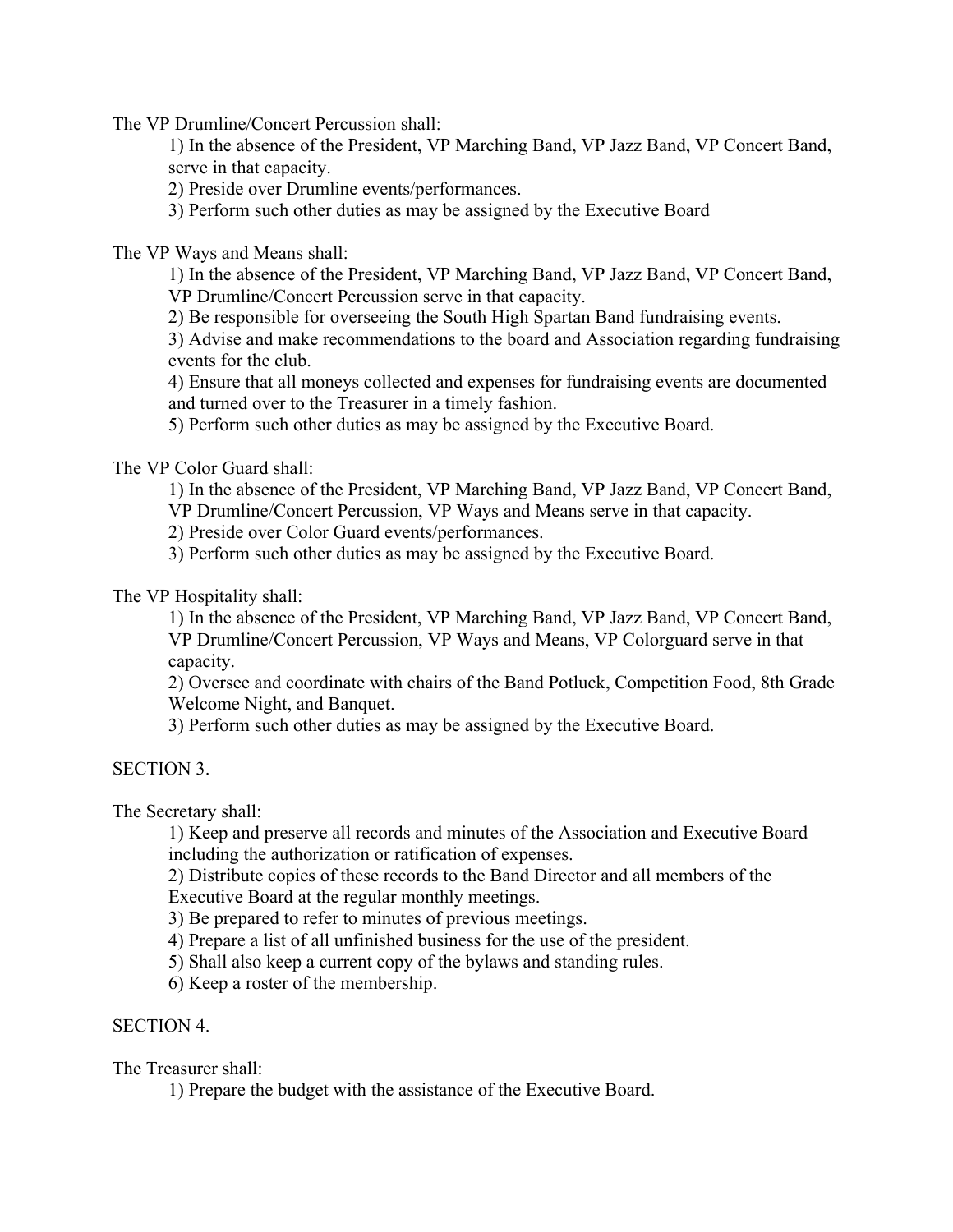The VP Drumline/Concert Percussion shall:

1) In the absence of the President, VP Marching Band, VP Jazz Band, VP Concert Band, serve in that capacity.
2) Preside over Drumline events/performances.
3) Perform such other duties as may be assigned by the Executive Board

The VP Ways and Means shall:

1) In the absence of the President, VP Marching Band, VP Jazz Band, VP Concert Band, VP Drumline/Concert Percussion serve in that capacity.
2) Be responsible for overseeing the South High Spartan Band fundraising events.
3) Advise and make recommendations to the board and Association regarding fundraising events for the club.
4) Ensure that all moneys collected and expenses for fundraising events are documented and turned over to the Treasurer in a timely fashion.
5) Perform such other duties as may be assigned by the Executive Board.

The VP Color Guard shall:

1) In the absence of the President, VP Marching Band, VP Jazz Band, VP Concert Band, VP Drumline/Concert Percussion, VP Ways and Means serve in that capacity.
2) Preside over Color Guard events/performances.
3) Perform such other duties as may be assigned by the Executive Board.

The VP Hospitality shall:

1) In the absence of the President, VP Marching Band, VP Jazz Band, VP Concert Band, VP Drumline/Concert Percussion, VP Ways and Means, VP Colorguard serve in that capacity.
2) Oversee and coordinate with chairs of the Band Potluck, Competition Food, 8th Grade Welcome Night, and Banquet.
3) Perform such other duties as may be assigned by the Executive Board.

SECTION 3.

The Secretary shall:

1) Keep and preserve all records and minutes of the Association and Executive Board including the authorization or ratification of expenses.
2) Distribute copies of these records to the Band Director and all members of the Executive Board at the regular monthly meetings.
3) Be prepared to refer to minutes of previous meetings.
4) Prepare a list of all unfinished business for the use of the president.
5) Shall also keep a current copy of the bylaws and standing rules.
6) Keep a roster of the membership.

SECTION 4.

The Treasurer shall:

1) Prepare the budget with the assistance of the Executive Board.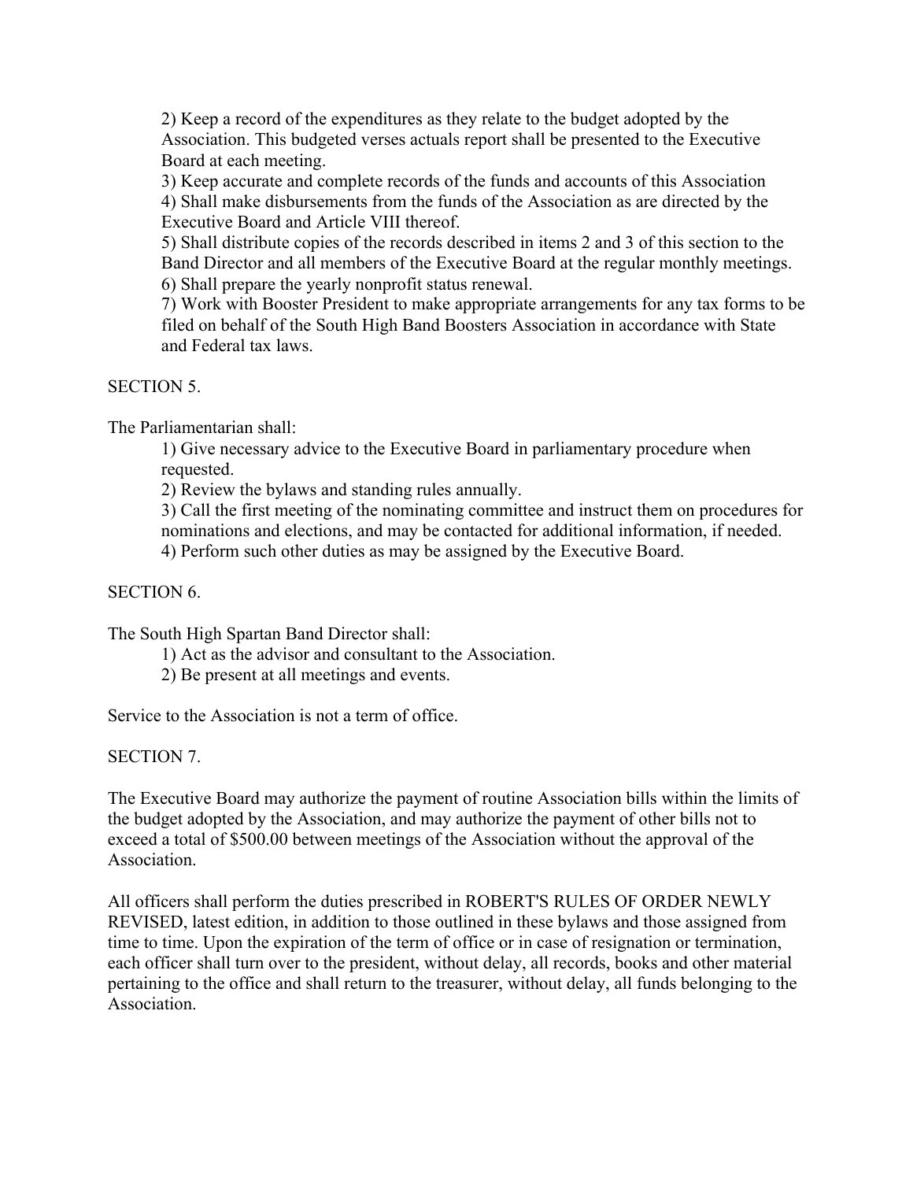2) Keep a record of the expenditures as they relate to the budget adopted by the Association. This budgeted verses actuals report shall be presented to the Executive Board at each meeting.
3) Keep accurate and complete records of the funds and accounts of this Association
4) Shall make disbursements from the funds of the Association as are directed by the Executive Board and Article VIII thereof.
5) Shall distribute copies of the records described in items 2 and 3 of this section to the Band Director and all members of the Executive Board at the regular monthly meetings.
6) Shall prepare the yearly nonprofit status renewal.
7) Work with Booster President to make appropriate arrangements for any tax forms to be filed on behalf of the South High Band Boosters Association in accordance with State and Federal tax laws.

SECTION 5.

The Parliamentarian shall:

1) Give necessary advice to the Executive Board in parliamentary procedure when requested.
2) Review the bylaws and standing rules annually.
3) Call the first meeting of the nominating committee and instruct them on procedures for nominations and elections, and may be contacted for additional information, if needed.
4) Perform such other duties as may be assigned by the Executive Board.

SECTION 6.

The South High Spartan Band Director shall:

1) Act as the advisor and consultant to the Association.
2) Be present at all meetings and events.

Service to the Association is not a term of office.

SECTION 7.

The Executive Board may authorize the payment of routine Association bills within the limits of the budget adopted by the Association, and may authorize the payment of other bills not to exceed a total of $500.00 between meetings of the Association without the approval of the Association.

All officers shall perform the duties prescribed in ROBERT'S RULES OF ORDER NEWLY REVISED, latest edition, in addition to those outlined in these bylaws and those assigned from time to time. Upon the expiration of the term of office or in case of resignation or termination, each officer shall turn over to the president, without delay, all records, books and other material pertaining to the office and shall return to the treasurer, without delay, all funds belonging to the Association.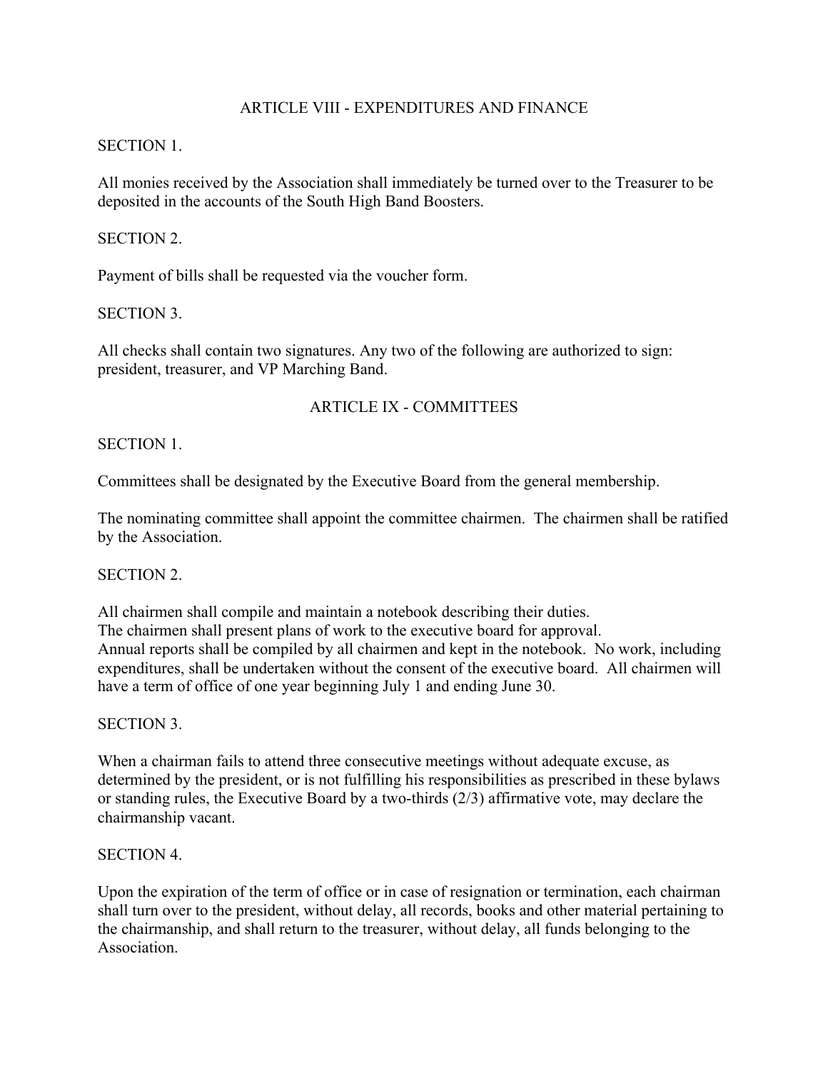## ARTICLE VIII - EXPENDITURES AND FINANCE

SECTION 1.

All monies received by the Association shall immediately be turned over to the Treasurer to be deposited in the accounts of the South High Band Boosters.

SECTION 2.

Payment of bills shall be requested via the voucher form.

SECTION 3.

All checks shall contain two signatures. Any two of the following are authorized to sign: president, treasurer, and VP Marching Band.

## ARTICLE IX - COMMITTEES

SECTION 1.

Committees shall be designated by the Executive Board from the general membership.

The nominating committee shall appoint the committee chairmen. The chairmen shall be ratified by the Association.

SECTION 2.

All chairmen shall compile and maintain a notebook describing their duties.
The chairmen shall present plans of work to the executive board for approval.
Annual reports shall be compiled by all chairmen and kept in the notebook. No work, including expenditures, shall be undertaken without the consent of the executive board. All chairmen will have a term of office of one year beginning July 1 and ending June 30.

SECTION 3.

When a chairman fails to attend three consecutive meetings without adequate excuse, as determined by the president, or is not fulfilling his responsibilities as prescribed in these bylaws or standing rules, the Executive Board by a two-thirds (2/3) affirmative vote, may declare the chairmanship vacant.

SECTION 4.

Upon the expiration of the term of office or in case of resignation or termination, each chairman shall turn over to the president, without delay, all records, books and other material pertaining to the chairmanship, and shall return to the treasurer, without delay, all funds belonging to the Association.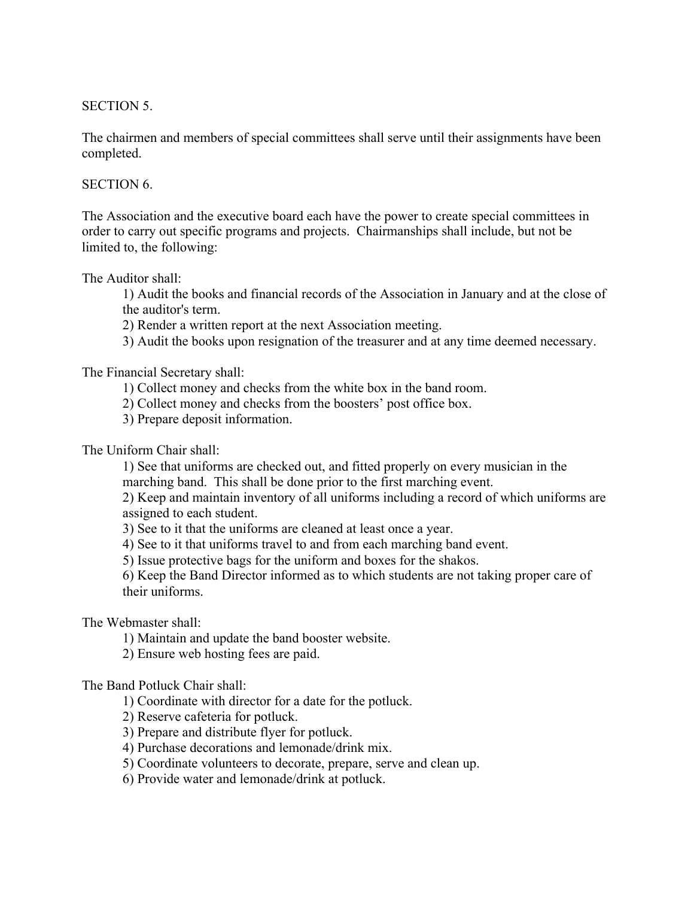## SECTION 5.

The chairmen and members of special committees shall serve until their assignments have been completed.

## SECTION 6.

The Association and the executive board each have the power to create special committees in order to carry out specific programs and projects. Chairmanships shall include, but not be limited to, the following:

The Auditor shall:

1) Audit the books and financial records of the Association in January and at the close of the auditor's term.
2) Render a written report at the next Association meeting.
3) Audit the books upon resignation of the treasurer and at any time deemed necessary.

The Financial Secretary shall:

1) Collect money and checks from the white box in the band room.
2) Collect money and checks from the boosters' post office box.
3) Prepare deposit information.

The Uniform Chair shall:

1) See that uniforms are checked out, and fitted properly on every musician in the marching band. This shall be done prior to the first marching event.
2) Keep and maintain inventory of all uniforms including a record of which uniforms are assigned to each student.
3) See to it that the uniforms are cleaned at least once a year.
4) See to it that uniforms travel to and from each marching band event.
5) Issue protective bags for the uniform and boxes for the shakos.
6) Keep the Band Director informed as to which students are not taking proper care of their uniforms.

The Webmaster shall:

1) Maintain and update the band booster website.
2) Ensure web hosting fees are paid.

The Band Potluck Chair shall:

1) Coordinate with director for a date for the potluck.
2) Reserve cafeteria for potluck.
3) Prepare and distribute flyer for potluck.
4) Purchase decorations and lemonade/drink mix.
5) Coordinate volunteers to decorate, prepare, serve and clean up.
6) Provide water and lemonade/drink at potluck.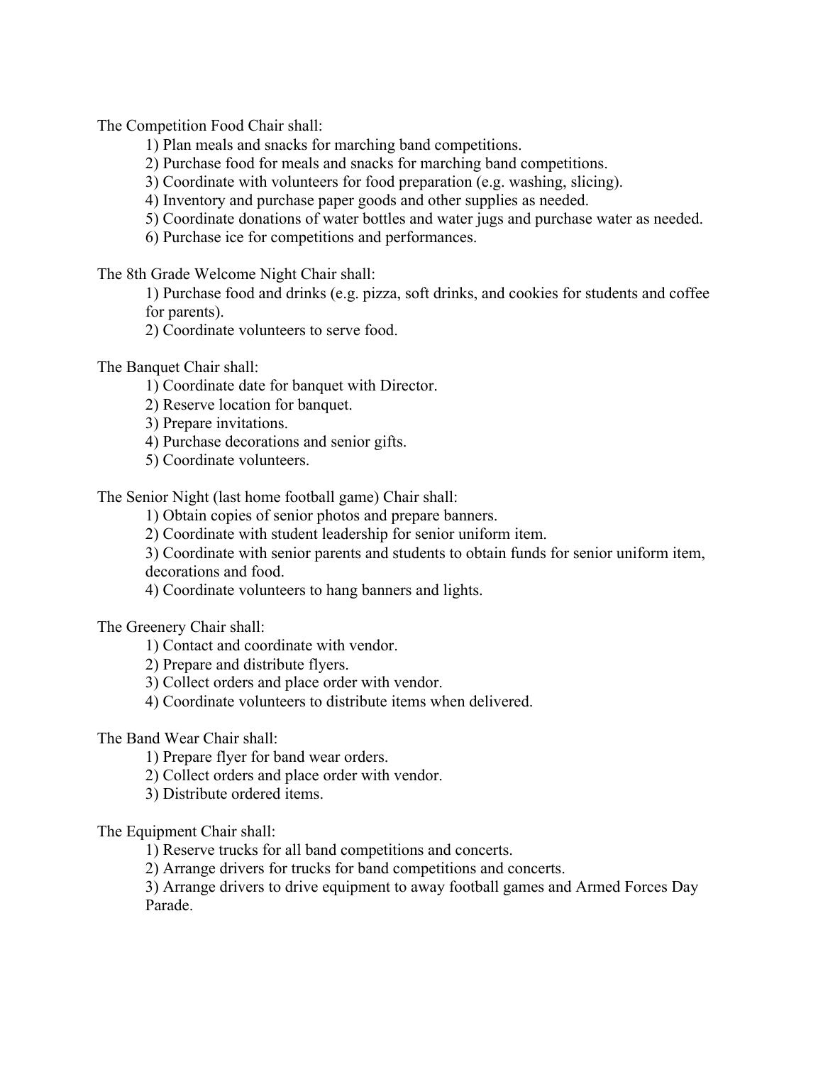The Competition Food Chair shall:

1) Plan meals and snacks for marching band competitions.
2) Purchase food for meals and snacks for marching band competitions.
3) Coordinate with volunteers for food preparation (e.g. washing, slicing).
4) Inventory and purchase paper goods and other supplies as needed.
5) Coordinate donations of water bottles and water jugs and purchase water as needed.
6) Purchase ice for competitions and performances.

The 8th Grade Welcome Night Chair shall:

1) Purchase food and drinks (e.g. pizza, soft drinks, and cookies for students and coffee for parents).
2) Coordinate volunteers to serve food.

The Banquet Chair shall:

1) Coordinate date for banquet with Director.
2) Reserve location for banquet.
3) Prepare invitations.
4) Purchase decorations and senior gifts.
5) Coordinate volunteers.

The Senior Night (last home football game) Chair shall:

1) Obtain copies of senior photos and prepare banners.
2) Coordinate with student leadership for senior uniform item.
3) Coordinate with senior parents and students to obtain funds for senior uniform item, decorations and food.
4) Coordinate volunteers to hang banners and lights.

The Greenery Chair shall:

1) Contact and coordinate with vendor.
2) Prepare and distribute flyers.
3) Collect orders and place order with vendor.
4) Coordinate volunteers to distribute items when delivered.

The Band Wear Chair shall:

1) Prepare flyer for band wear orders.
2) Collect orders and place order with vendor.
3) Distribute ordered items.

The Equipment Chair shall:

1) Reserve trucks for all band competitions and concerts.
2) Arrange drivers for trucks for band competitions and concerts.
3) Arrange drivers to drive equipment to away football games and Armed Forces Day Parade.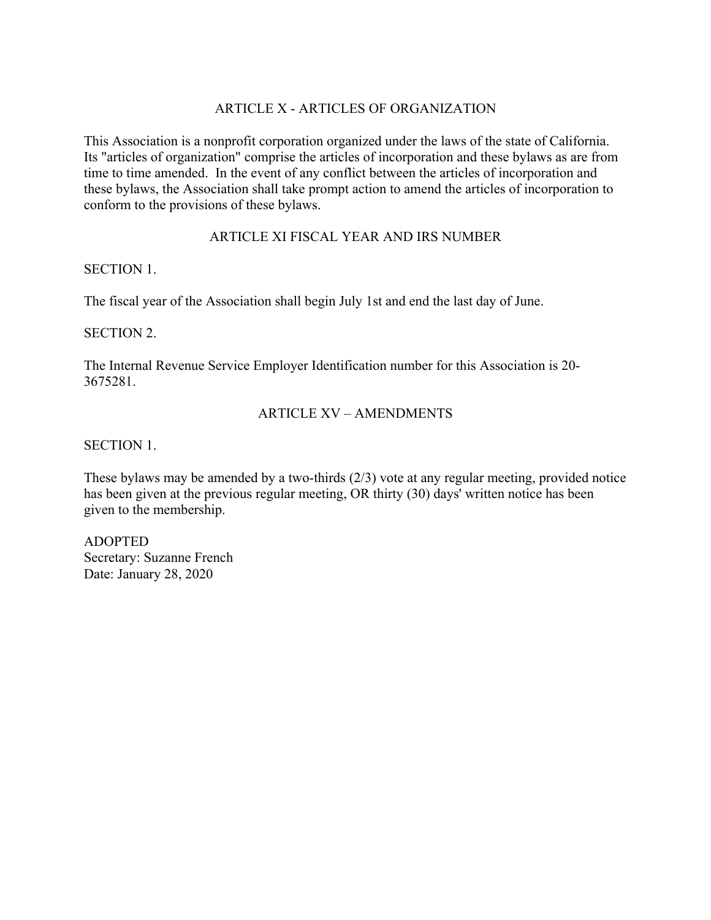## ARTICLE X - ARTICLES OF ORGANIZATION

This Association is a nonprofit corporation organized under the laws of the state of California. Its "articles of organization" comprise the articles of incorporation and these bylaws as are from time to time amended. In the event of any conflict between the articles of incorporation and these bylaws, the Association shall take prompt action to amend the articles of incorporation to conform to the provisions of these bylaws.

## ARTICLE XI FISCAL YEAR AND IRS NUMBER

SECTION 1.

The fiscal year of the Association shall begin July 1st and end the last day of June.

SECTION 2.

The Internal Revenue Service Employer Identification number for this Association is 20-3675281.

## ARTICLE XV – AMENDMENTS

SECTION 1.

These bylaws may be amended by a two-thirds (2/3) vote at any regular meeting, provided notice has been given at the previous regular meeting, OR thirty (30) days' written notice has been given to the membership.

ADOPTED
Secretary: Suzanne French
Date: January 28, 2020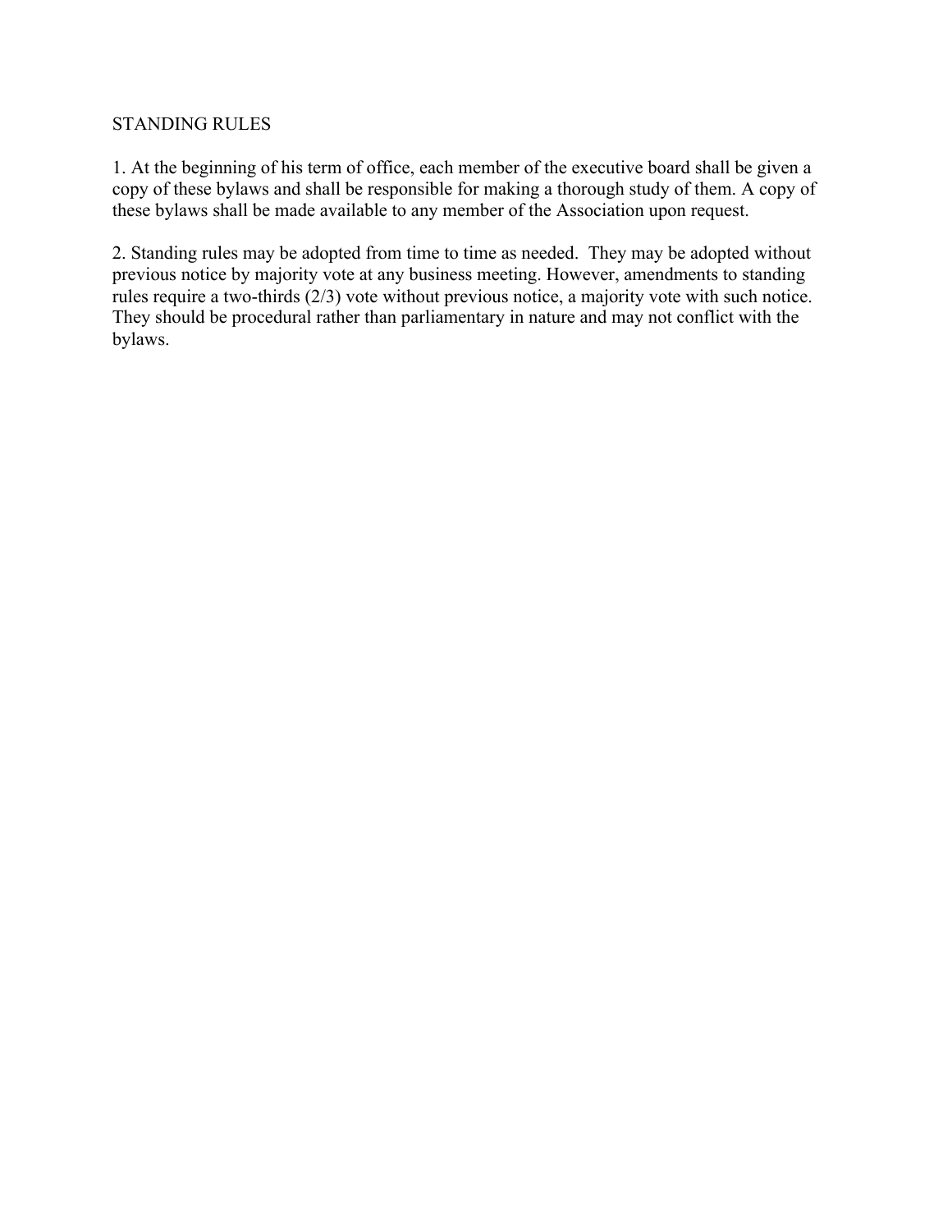## STANDING RULES

1. At the beginning of his term of office, each member of the executive board shall be given a copy of these bylaws and shall be responsible for making a thorough study of them. A copy of these bylaws shall be made available to any member of the Association upon request.

2. Standing rules may be adopted from time to time as needed. They may be adopted without previous notice by majority vote at any business meeting. However, amendments to standing rules require a two-thirds (2/3) vote without previous notice, a majority vote with such notice. They should be procedural rather than parliamentary in nature and may not conflict with the bylaws.